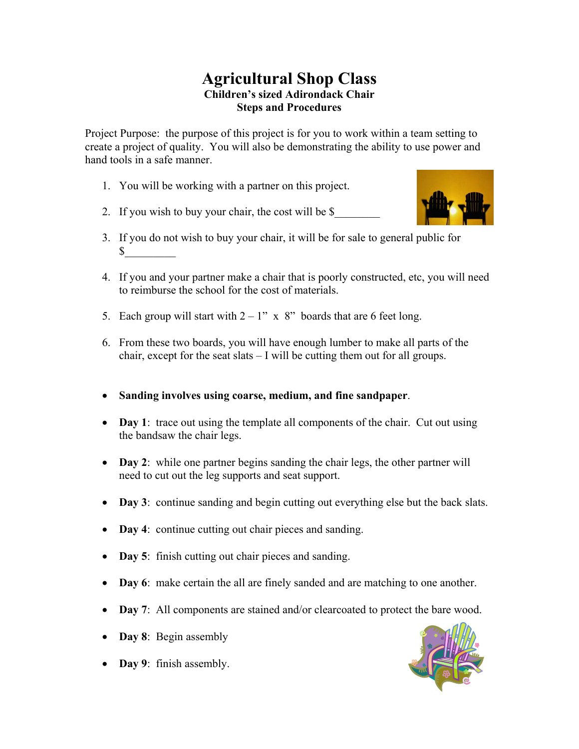# Agricultural Shop Class

### Children's sized Adirondack Chair
### Steps and Procedures

Project Purpose: the purpose of this project is for you to work within a team setting to create a project of quality. You will also be demonstrating the ability to use power and hand tools in a safe manner.

1. You will be working with a partner on this project.
2. If you wish to buy your chair, the cost will be $________
3. If you do not wish to buy your chair, it will be for sale to general public for $_________
4. If you and your partner make a chair that is poorly constructed, etc, you will need to reimburse the school for the cost of materials.
5. Each group will start with 2 – 1" x 8" boards that are 6 feet long.
6. From these two boards, you will have enough lumber to make all parts of the chair, except for the seat slats – I will be cutting them out for all groups.

- **Sanding involves using coarse, medium, and fine sandpaper**.
- **Day 1**: trace out using the template all components of the chair. Cut out using the bandsaw the chair legs.
- **Day 2**: while one partner begins sanding the chair legs, the other partner will need to cut out the leg supports and seat support.
- **Day 3**: continue sanding and begin cutting out everything else but the back slats.
- **Day 4**: continue cutting out chair pieces and sanding.
- **Day 5**: finish cutting out chair pieces and sanding.
- **Day 6**: make certain the all are finely sanded and are matching to one another.
- **Day 7**: All components are stained and/or clearcoated to protect the bare wood.
- **Day 8**: Begin assembly
- **Day 9**: finish assembly.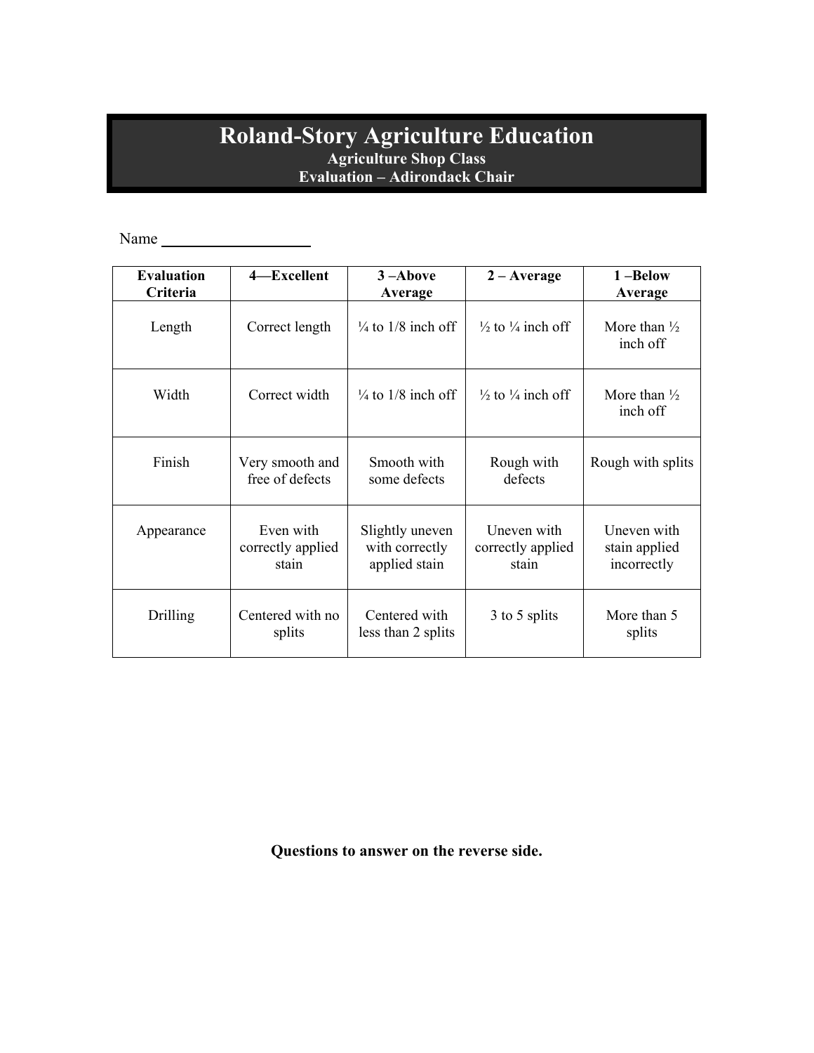# Roland-Story Agriculture Education

### Agriculture Shop Class
### Evaluation – Adirondack Chair

Name ___________________

| Evaluation Criteria | 4—Excellent | 3 –Above Average | 2 – Average | 1 –Below Average |
|---|---|---|---|---|
| Length | Correct length | ¼ to 1/8 inch off | ½ to ¼ inch off | More than ½ inch off |
| Width | Correct width | ¼ to 1/8 inch off | ½ to ¼ inch off | More than ½ inch off |
| Finish | Very smooth and free of defects | Smooth with some defects | Rough with defects | Rough with splits |
| Appearance | Even with correctly applied stain | Slightly uneven with correctly applied stain | Uneven with correctly applied stain | Uneven with stain applied incorrectly |
| Drilling | Centered with no splits | Centered with less than 2 splits | 3 to 5 splits | More than 5 splits |

**Questions to answer on the reverse side.**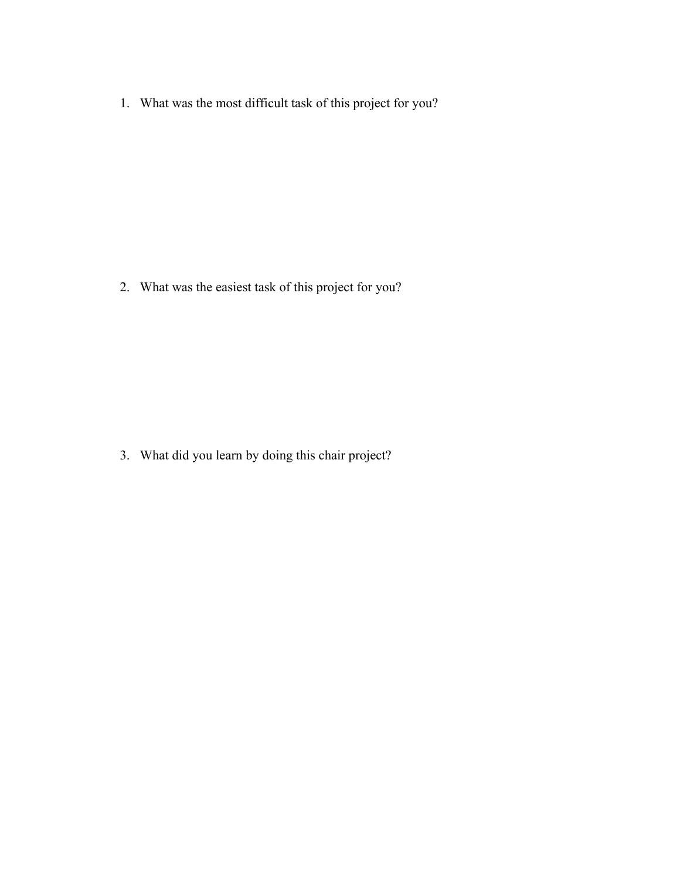1. What was the most difficult task of this project for you?

2. What was the easiest task of this project for you?

3. What did you learn by doing this chair project?